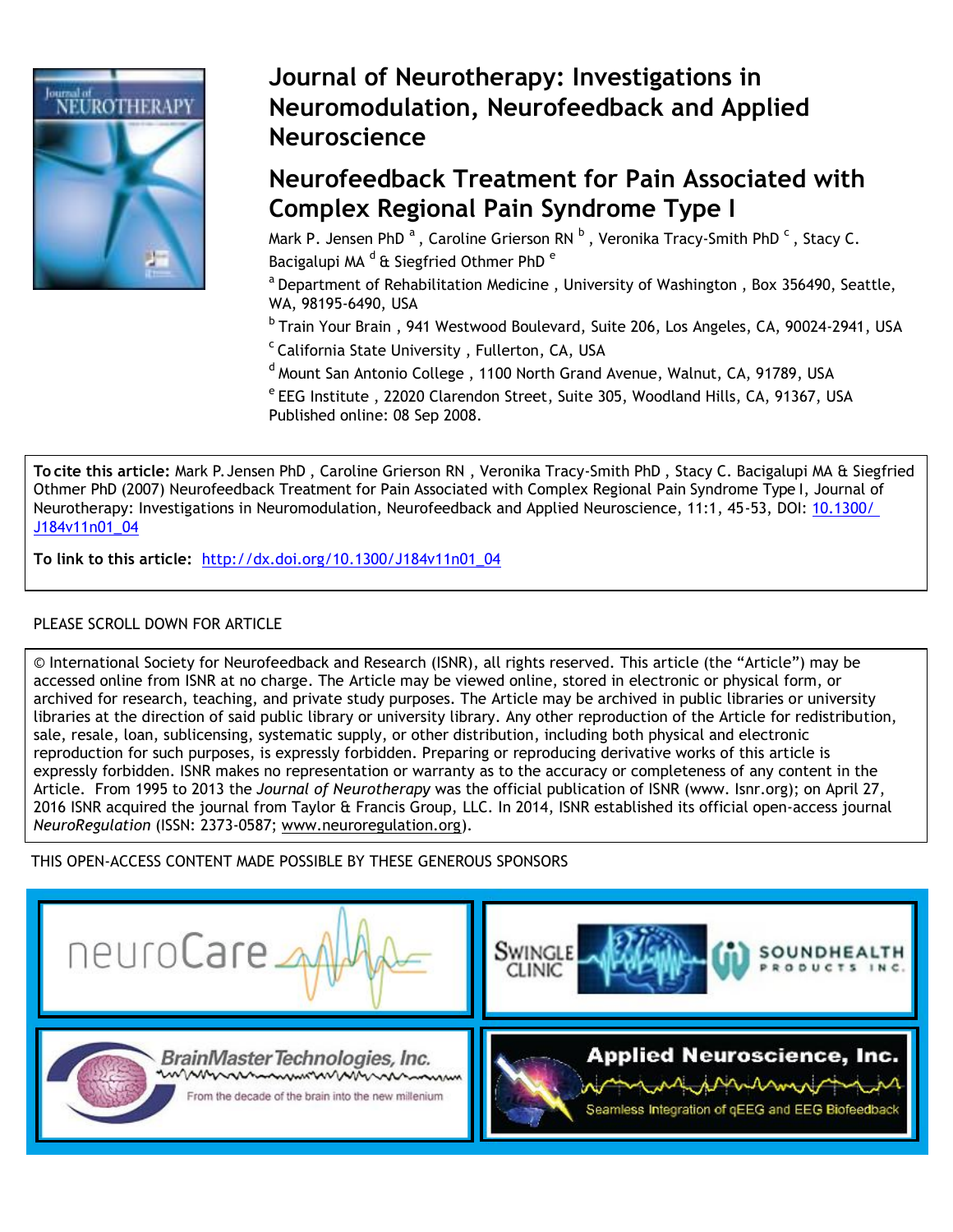# Journal of Neurotherapy: Investigations in Neuromodulation, Neurofeedback and Applied Neuroscience

## Neurofeedback Treatment for Pain Associated with Complex Regional Pain Syndrome Type I

Mark P. Jensen PhD [a], Caroline Grierson RN [b], Veronika Tracy-Smith PhD [c], Stacy C. Bacigalupi MA [d] & Siegfried Othmer PhD [e]

[a] Department of Rehabilitation Medicine, University of Washington, Box 356490, Seattle, WA, 98195-6490, USA

[b] Train Your Brain, 941 Westwood Boulevard, Suite 206, Los Angeles, CA, 90024-2941, USA

[c] California State University, Fullerton, CA, USA

[d] Mount San Antonio College, 1100 North Grand Avenue, Walnut, CA, 91789, USA

[e] EEG Institute, 22020 Clarendon Street, Suite 305, Woodland Hills, CA, 91367, USA

Published online: 08 Sep 2008.

**To cite this article:** Mark P. Jensen PhD, Caroline Grierson RN, Veronika Tracy-Smith PhD, Stacy C. Bacigalupi MA & Siegfried Othmer PhD (2007) Neurofeedback Treatment for Pain Associated with Complex Regional Pain Syndrome Type I, Journal of Neurotherapy: Investigations in Neuromodulation, Neurofeedback and Applied Neuroscience, 11:1, 45-53, DOI: 10.1300/J184v11n01_04

**To link to this article:** http://dx.doi.org/10.1300/J184v11n01_04

PLEASE SCROLL DOWN FOR ARTICLE

© International Society for Neurofeedback and Research (ISNR), all rights reserved. This article (the "Article") may be accessed online from ISNR at no charge. The Article may be viewed online, stored in electronic or physical form, or archived for research, teaching, and private study purposes. The Article may be archived in public libraries or university libraries at the direction of said public library or university library. Any other reproduction of the Article for redistribution, sale, resale, loan, sublicensing, systematic supply, or other distribution, including both physical and electronic reproduction for such purposes, is expressly forbidden. Preparing or reproducing derivative works of this article is expressly forbidden. ISNR makes no representation or warranty as to the accuracy or completeness of any content in the Article. From 1995 to 2013 the *Journal of Neurotherapy* was the official publication of ISNR (www. Isnr.org); on April 27, 2016 ISNR acquired the journal from Taylor & Francis Group, LLC. In 2014, ISNR established its official open-access journal *NeuroRegulation* (ISSN: 2373-0587; www.neuroregulation.org).

THIS OPEN-ACCESS CONTENT MADE POSSIBLE BY THESE GENEROUS SPONSORS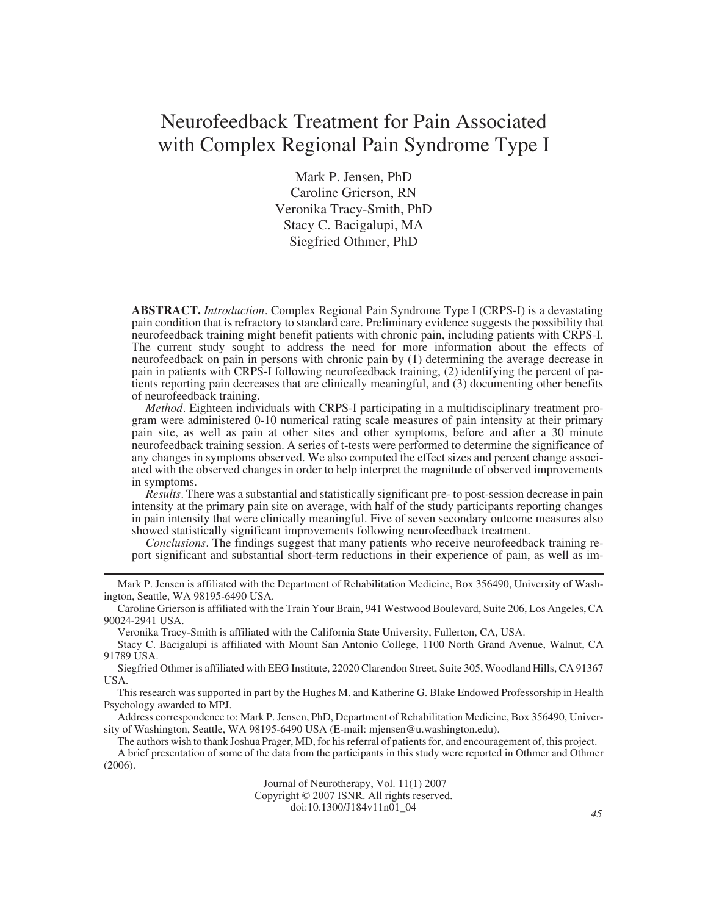# Neurofeedback Treatment for Pain Associated with Complex Regional Pain Syndrome Type I

Mark P. Jensen, PhD
Caroline Grierson, RN
Veronika Tracy-Smith, PhD
Stacy C. Bacigalupi, MA
Siegfried Othmer, PhD

**ABSTRACT.** *Introduction*. Complex Regional Pain Syndrome Type I (CRPS-I) is a devastating pain condition that is refractory to standard care. Preliminary evidence suggests the possibility that neurofeedback training might benefit patients with chronic pain, including patients with CRPS-I. The current study sought to address the need for more information about the effects of neurofeedback on pain in persons with chronic pain by (1) determining the average decrease in pain in patients with CRPS-I following neurofeedback training, (2) identifying the percent of patients reporting pain decreases that are clinically meaningful, and (3) documenting other benefits of neurofeedback training.

*Method*. Eighteen individuals with CRPS-I participating in a multidisciplinary treatment program were administered 0-10 numerical rating scale measures of pain intensity at their primary pain site, as well as pain at other sites and other symptoms, before and after a 30 minute neurofeedback training session. A series of t-tests were performed to determine the significance of any changes in symptoms observed. We also computed the effect sizes and percent change associated with the observed changes in order to help interpret the magnitude of observed improvements in symptoms.

*Results*. There was a substantial and statistically significant pre- to post-session decrease in pain intensity at the primary pain site on average, with half of the study participants reporting changes in pain intensity that were clinically meaningful. Five of seven secondary outcome measures also showed statistically significant improvements following neurofeedback treatment.

*Conclusions*. The findings suggest that many patients who receive neurofeedback training report significant and substantial short-term reductions in their experience of pain, as well as im-

---

Mark P. Jensen is affiliated with the Department of Rehabilitation Medicine, Box 356490, University of Washington, Seattle, WA 98195-6490 USA.

Caroline Grierson is affiliated with the Train Your Brain, 941 Westwood Boulevard, Suite 206, Los Angeles, CA 90024-2941 USA.

Veronika Tracy-Smith is affiliated with the California State University, Fullerton, CA, USA.

Stacy C. Bacigalupi is affiliated with Mount San Antonio College, 1100 North Grand Avenue, Walnut, CA 91789 USA.

Siegfried Othmer is affiliated with EEG Institute, 22020 Clarendon Street, Suite 305, Woodland Hills, CA 91367 USA.

This research was supported in part by the Hughes M. and Katherine G. Blake Endowed Professorship in Health Psychology awarded to MPJ.

Address correspondence to: Mark P. Jensen, PhD, Department of Rehabilitation Medicine, Box 356490, University of Washington, Seattle, WA 98195-6490 USA (E-mail: mjensen@u.washington.edu).

The authors wish to thank Joshua Prager, MD, for his referral of patients for, and encouragement of, this project.

A brief presentation of some of the data from the participants in this study were reported in Othmer and Othmer (2006).

Journal of Neurotherapy, Vol. 11(1) 2007
Copyright © 2007 ISNR. All rights reserved.
doi:10.1300/J184v11n01_04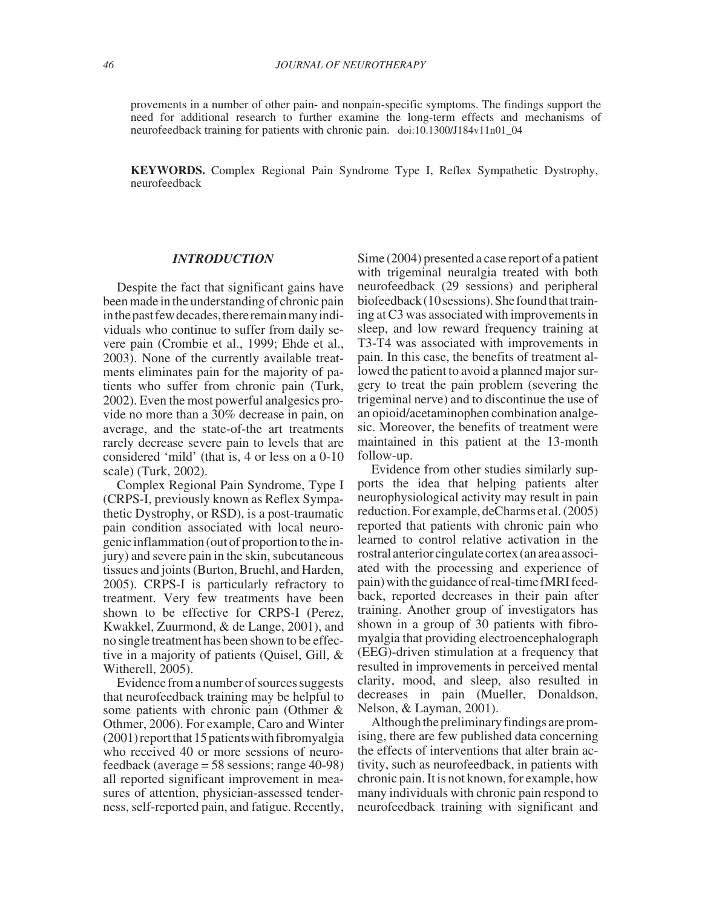provements in a number of other pain- and nonpain-specific symptoms. The findings support the need for additional research to further examine the long-term effects and mechanisms of neurofeedback training for patients with chronic pain. doi:10.1300/J184v11n01_04

**KEYWORDS.** Complex Regional Pain Syndrome Type I, Reflex Sympathetic Dystrophy, neurofeedback

## *INTRODUCTION*

Despite the fact that significant gains have been made in the understanding of chronic pain in the past few decades, there remain many individuals who continue to suffer from daily severe pain (Crombie et al., 1999; Ehde et al., 2003). None of the currently available treatments eliminates pain for the majority of patients who suffer from chronic pain (Turk, 2002). Even the most powerful analgesics provide no more than a 30% decrease in pain, on average, and the state-of-the art treatments rarely decrease severe pain to levels that are considered 'mild' (that is, 4 or less on a 0-10 scale) (Turk, 2002).

Complex Regional Pain Syndrome, Type I (CRPS-I, previously known as Reflex Sympathetic Dystrophy, or RSD), is a post-traumatic pain condition associated with local neurogenic inflammation (out of proportion to the injury) and severe pain in the skin, subcutaneous tissues and joints (Burton, Bruehl, and Harden, 2005). CRPS-I is particularly refractory to treatment. Very few treatments have been shown to be effective for CRPS-I (Perez, Kwakkel, Zuurmond, & de Lange, 2001), and no single treatment has been shown to be effective in a majority of patients (Quisel, Gill, & Witherell, 2005).

Evidence from a number of sources suggests that neurofeedback training may be helpful to some patients with chronic pain (Othmer & Othmer, 2006). For example, Caro and Winter (2001) report that 15 patients with fibromyalgia who received 40 or more sessions of neurofeedback (average = 58 sessions; range 40-98) all reported significant improvement in measures of attention, physician-assessed tenderness, self-reported pain, and fatigue. Recently, Sime (2004) presented a case report of a patient with trigeminal neuralgia treated with both neurofeedback (29 sessions) and peripheral biofeedback (10 sessions). She found that training at C3 was associated with improvements in sleep, and low reward frequency training at T3-T4 was associated with improvements in pain. In this case, the benefits of treatment allowed the patient to avoid a planned major surgery to treat the pain problem (severing the trigeminal nerve) and to discontinue the use of an opioid/acetaminophen combination analgesic. Moreover, the benefits of treatment were maintained in this patient at the 13-month follow-up.

Evidence from other studies similarly supports the idea that helping patients alter neurophysiological activity may result in pain reduction. For example, deCharms et al. (2005) reported that patients with chronic pain who learned to control relative activation in the rostral anterior cingulate cortex (an area associated with the processing and experience of pain) with the guidance of real-time fMRI feedback, reported decreases in their pain after training. Another group of investigators has shown in a group of 30 patients with fibromyalgia that providing electroencephalograph (EEG)-driven stimulation at a frequency that resulted in improvements in perceived mental clarity, mood, and sleep, also resulted in decreases in pain (Mueller, Donaldson, Nelson, & Layman, 2001).

Although the preliminary findings are promising, there are few published data concerning the effects of interventions that alter brain activity, such as neurofeedback, in patients with chronic pain. It is not known, for example, how many individuals with chronic pain respond to neurofeedback training with significant and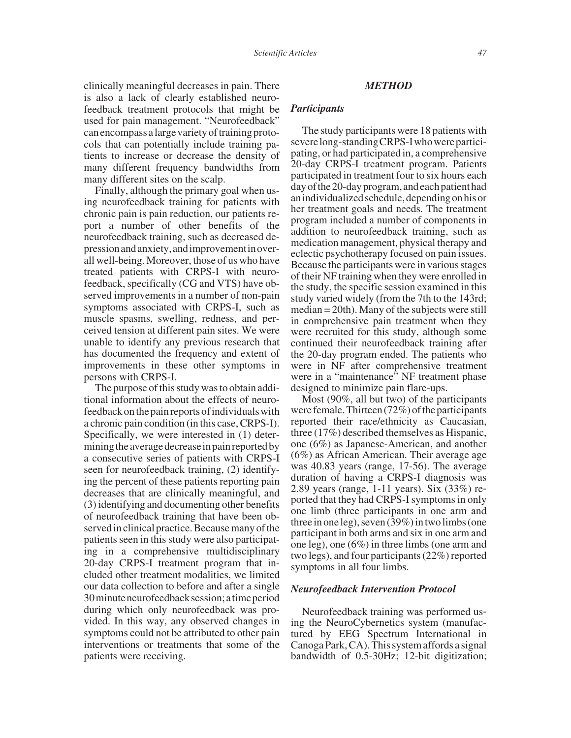clinically meaningful decreases in pain. There is also a lack of clearly established neurofeedback treatment protocols that might be used for pain management. "Neurofeedback" can encompass a large variety of training protocols that can potentially include training patients to increase or decrease the density of many different frequency bandwidths from many different sites on the scalp.

Finally, although the primary goal when using neurofeedback training for patients with chronic pain is pain reduction, our patients report a number of other benefits of the neurofeedback training, such as decreased depression and anxiety, and improvement in overall well-being. Moreover, those of us who have treated patients with CRPS-I with neurofeedback, specifically (CG and VTS) have observed improvements in a number of non-pain symptoms associated with CRPS-I, such as muscle spasms, swelling, redness, and perceived tension at different pain sites. We were unable to identify any previous research that has documented the frequency and extent of improvements in these other symptoms in persons with CRPS-I.

The purpose of this study was to obtain additional information about the effects of neurofeedback on the pain reports of individuals with a chronic pain condition (in this case, CRPS-I). Specifically, we were interested in (1) determining the average decrease in pain reported by a consecutive series of patients with CRPS-I seen for neurofeedback training, (2) identifying the percent of these patients reporting pain decreases that are clinically meaningful, and (3) identifying and documenting other benefits of neurofeedback training that have been observed in clinical practice. Because many of the patients seen in this study were also participating in a comprehensive multidisciplinary 20-day CRPS-I treatment program that included other treatment modalities, we limited our data collection to before and after a single 30 minute neurofeedback session; a time period during which only neurofeedback was provided. In this way, any observed changes in symptoms could not be attributed to other pain interventions or treatments that some of the patients were receiving.

## *METHOD*

### *Participants*

The study participants were 18 patients with severe long-standing CRPS-I who were participating, or had participated in, a comprehensive 20-day CRPS-I treatment program. Patients participated in treatment four to six hours each day of the 20-day program, and each patient had an individualized schedule, depending on his or her treatment goals and needs. The treatment program included a number of components in addition to neurofeedback training, such as medication management, physical therapy and eclectic psychotherapy focused on pain issues. Because the participants were in various stages of their NF training when they were enrolled in the study, the specific session examined in this study varied widely (from the 7th to the 143rd; median = 20th). Many of the subjects were still in comprehensive pain treatment when they were recruited for this study, although some continued their neurofeedback training after the 20-day program ended. The patients who were in NF after comprehensive treatment were in a "maintenance" NF treatment phase designed to minimize pain flare-ups.

Most (90%, all but two) of the participants were female. Thirteen (72%) of the participants reported their race/ethnicity as Caucasian, three (17%) described themselves as Hispanic, one (6%) as Japanese-American, and another (6%) as African American. Their average age was 40.83 years (range, 17-56). The average duration of having a CRPS-I diagnosis was 2.89 years (range, 1-11 years). Six (33%) reported that they had CRPS-I symptoms in only one limb (three participants in one arm and three in one leg), seven (39%) in two limbs (one participant in both arms and six in one arm and one leg), one (6%) in three limbs (one arm and two legs), and four participants (22%) reported symptoms in all four limbs.

### *Neurofeedback Intervention Protocol*

Neurofeedback training was performed using the NeuroCybernetics system (manufactured by EEG Spectrum International in Canoga Park, CA). This system affords a signal bandwidth of 0.5-30Hz; 12-bit digitization;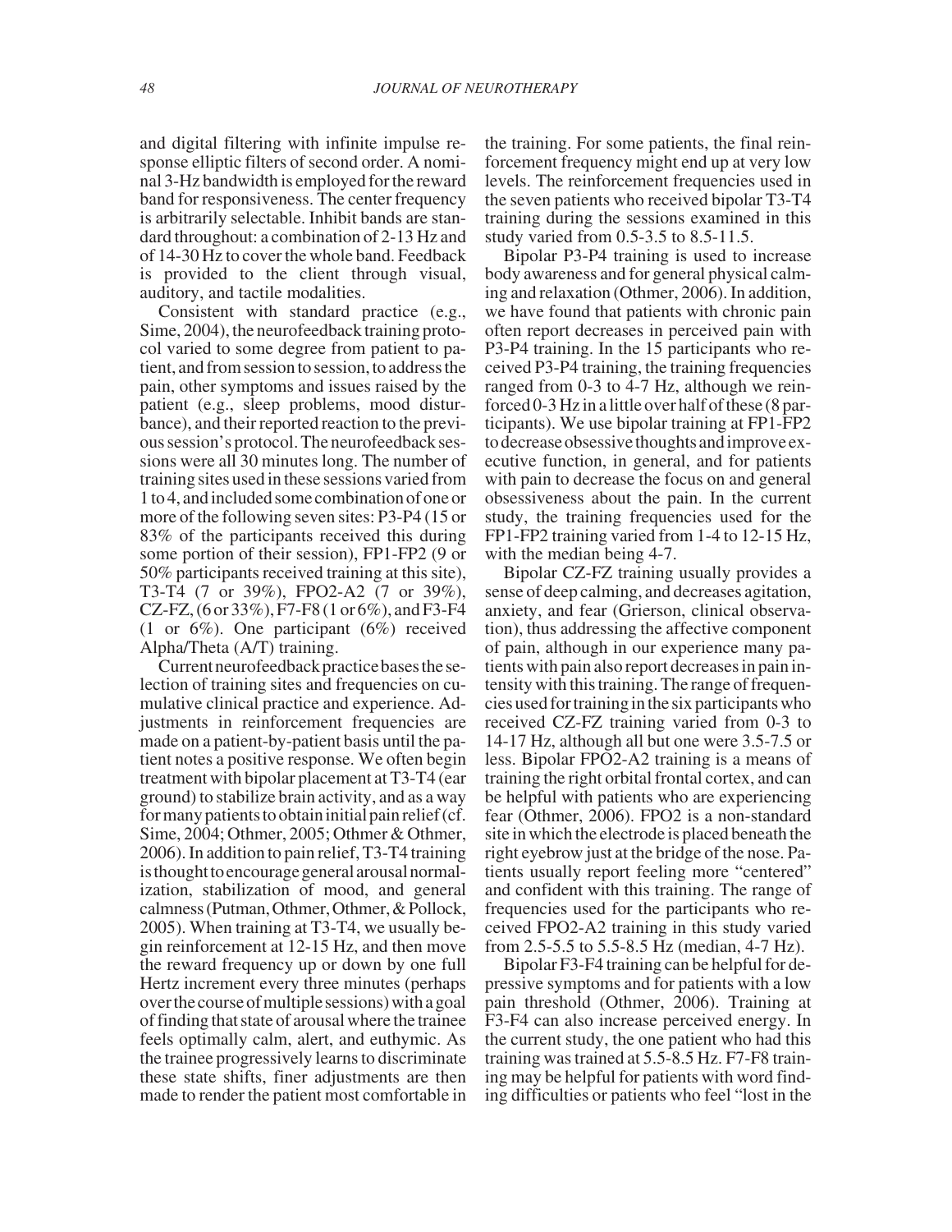and digital filtering with infinite impulse response elliptic filters of second order. A nominal 3-Hz bandwidth is employed for the reward band for responsiveness. The center frequency is arbitrarily selectable. Inhibit bands are standard throughout: a combination of 2-13 Hz and of 14-30 Hz to cover the whole band. Feedback is provided to the client through visual, auditory, and tactile modalities.

Consistent with standard practice (e.g., Sime, 2004), the neurofeedback training protocol varied to some degree from patient to patient, and from session to session, to address the pain, other symptoms and issues raised by the patient (e.g., sleep problems, mood disturbance), and their reported reaction to the previous session's protocol. The neurofeedback sessions were all 30 minutes long. The number of training sites used in these sessions varied from 1 to 4, and included some combination of one or more of the following seven sites: P3-P4 (15 or 83% of the participants received this during some portion of their session), FP1-FP2 (9 or 50% participants received training at this site), T3-T4 (7 or 39%), FPO2-A2 (7 or 39%), CZ-FZ, (6 or 33%), F7-F8 (1 or 6%), and F3-F4 (1 or 6%). One participant (6%) received Alpha/Theta (A/T) training.

Current neurofeedback practice bases the selection of training sites and frequencies on cumulative clinical practice and experience. Adjustments in reinforcement frequencies are made on a patient-by-patient basis until the patient notes a positive response. We often begin treatment with bipolar placement at T3-T4 (ear ground) to stabilize brain activity, and as a way for many patients to obtain initial pain relief (cf. Sime, 2004; Othmer, 2005; Othmer & Othmer, 2006). In addition to pain relief, T3-T4 training is thought to encourage general arousal normalization, stabilization of mood, and general calmness (Putman, Othmer, Othmer, & Pollock, 2005). When training at T3-T4, we usually begin reinforcement at 12-15 Hz, and then move the reward frequency up or down by one full Hertz increment every three minutes (perhaps over the course of multiple sessions) with a goal of finding that state of arousal where the trainee feels optimally calm, alert, and euthymic. As the trainee progressively learns to discriminate these state shifts, finer adjustments are then made to render the patient most comfortable in the training. For some patients, the final reinforcement frequency might end up at very low levels. The reinforcement frequencies used in the seven patients who received bipolar T3-T4 training during the sessions examined in this study varied from 0.5-3.5 to 8.5-11.5.

Bipolar P3-P4 training is used to increase body awareness and for general physical calming and relaxation (Othmer, 2006). In addition, we have found that patients with chronic pain often report decreases in perceived pain with P3-P4 training. In the 15 participants who received P3-P4 training, the training frequencies ranged from 0-3 to 4-7 Hz, although we reinforced 0-3 Hz in a little over half of these (8 participants). We use bipolar training at FP1-FP2 to decrease obsessive thoughts and improve executive function, in general, and for patients with pain to decrease the focus on and general obsessiveness about the pain. In the current study, the training frequencies used for the FP1-FP2 training varied from 1-4 to 12-15 Hz, with the median being 4-7.

Bipolar CZ-FZ training usually provides a sense of deep calming, and decreases agitation, anxiety, and fear (Grierson, clinical observation), thus addressing the affective component of pain, although in our experience many patients with pain also report decreases in pain intensity with this training. The range of frequencies used for training in the six participants who received CZ-FZ training varied from 0-3 to 14-17 Hz, although all but one were 3.5-7.5 or less. Bipolar FPO2-A2 training is a means of training the right orbital frontal cortex, and can be helpful with patients who are experiencing fear (Othmer, 2006). FPO2 is a non-standard site in which the electrode is placed beneath the right eyebrow just at the bridge of the nose. Patients usually report feeling more "centered" and confident with this training. The range of frequencies used for the participants who received FPO2-A2 training in this study varied from 2.5-5.5 to 5.5-8.5 Hz (median, 4-7 Hz).

Bipolar F3-F4 training can be helpful for depressive symptoms and for patients with a low pain threshold (Othmer, 2006). Training at F3-F4 can also increase perceived energy. In the current study, the one patient who had this training was trained at 5.5-8.5 Hz. F7-F8 training may be helpful for patients with word finding difficulties or patients who feel "lost in the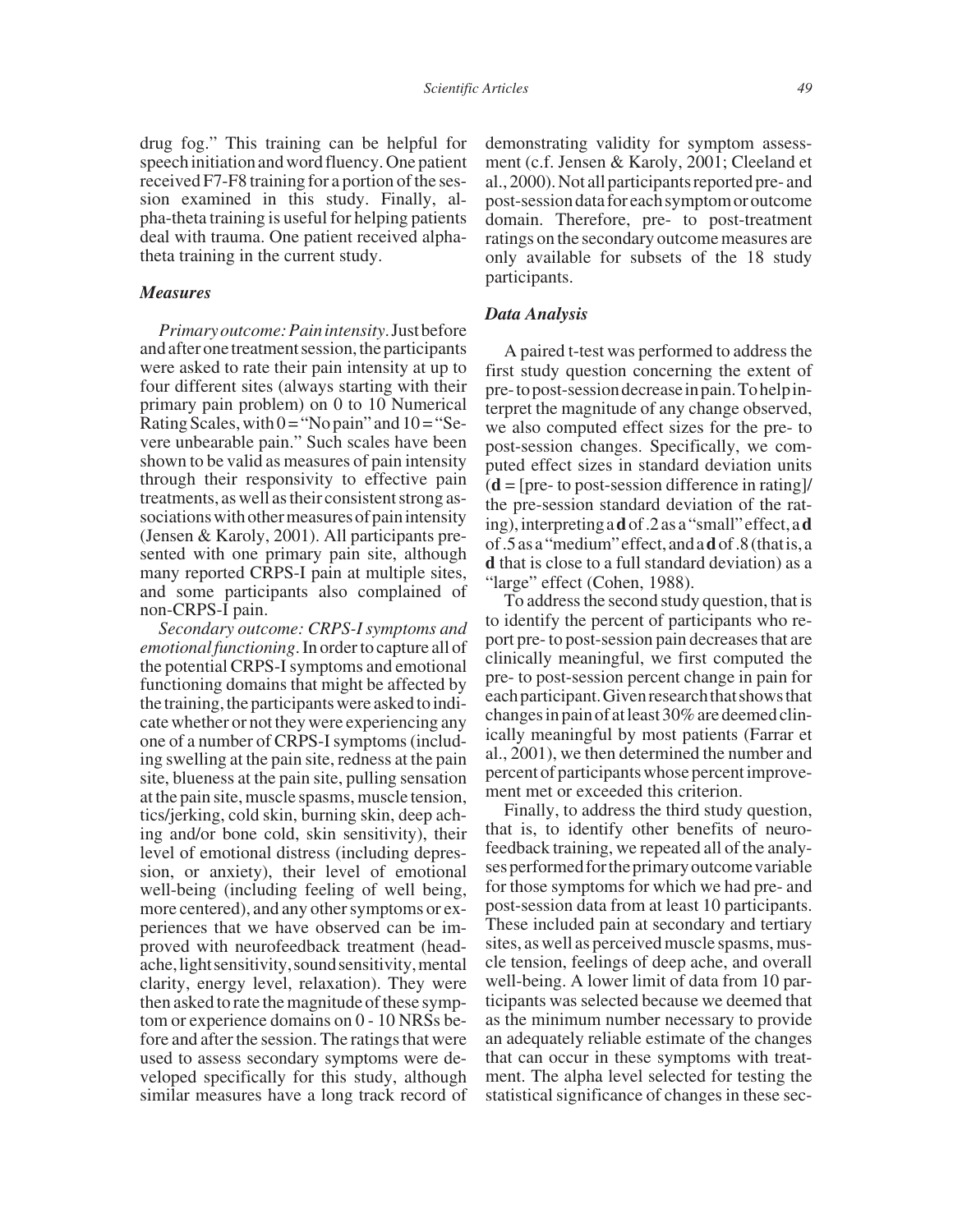drug fog." This training can be helpful for speech initiation and word fluency. One patient received F7-F8 training for a portion of the session examined in this study. Finally, alpha-theta training is useful for helping patients deal with trauma. One patient received alpha-theta training in the current study.

### *Measures*

*Primary outcome: Pain intensity*. Just before and after one treatment session, the participants were asked to rate their pain intensity at up to four different sites (always starting with their primary pain problem) on 0 to 10 Numerical Rating Scales, with 0 = "No pain" and 10 = "Severe unbearable pain." Such scales have been shown to be valid as measures of pain intensity through their responsivity to effective pain treatments, as well as their consistent strong associations with other measures of pain intensity (Jensen & Karoly, 2001). All participants presented with one primary pain site, although many reported CRPS-I pain at multiple sites, and some participants also complained of non-CRPS-I pain.

*Secondary outcome: CRPS-I symptoms and emotional functioning*. In order to capture all of the potential CRPS-I symptoms and emotional functioning domains that might be affected by the training, the participants were asked to indicate whether or not they were experiencing any one of a number of CRPS-I symptoms (including swelling at the pain site, redness at the pain site, blueness at the pain site, pulling sensation at the pain site, muscle spasms, muscle tension, tics/jerking, cold skin, burning skin, deep aching and/or bone cold, skin sensitivity), their level of emotional distress (including depression, or anxiety), their level of emotional well-being (including feeling of well being, more centered), and any other symptoms or experiences that we have observed can be improved with neurofeedback treatment (headache, light sensitivity, sound sensitivity, mental clarity, energy level, relaxation). They were then asked to rate the magnitude of these symptom or experience domains on 0 - 10 NRSs before and after the session. The ratings that were used to assess secondary symptoms were developed specifically for this study, although similar measures have a long track record of demonstrating validity for symptom assessment (c.f. Jensen & Karoly, 2001; Cleeland et al., 2000). Not all participants reported pre- and post-session data for each symptom or outcome domain. Therefore, pre- to post-treatment ratings on the secondary outcome measures are only available for subsets of the 18 study participants.

### *Data Analysis*

A paired t-test was performed to address the first study question concerning the extent of pre- to post-session decrease in pain. To help interpret the magnitude of any change observed, we also computed effect sizes for the pre- to post-session changes. Specifically, we computed effect sizes in standard deviation units (**d** = [pre- to post-session difference in rating]/ the pre-session standard deviation of the rating), interpreting a **d** of .2 as a "small" effect, a **d** of .5 as a "medium" effect, and a **d** of .8 (that is, a **d** that is close to a full standard deviation) as a "large" effect (Cohen, 1988).

To address the second study question, that is to identify the percent of participants who report pre- to post-session pain decreases that are clinically meaningful, we first computed the pre- to post-session percent change in pain for each participant. Given research that shows that changes in pain of at least 30% are deemed clinically meaningful by most patients (Farrar et al., 2001), we then determined the number and percent of participants whose percent improvement met or exceeded this criterion.

Finally, to address the third study question, that is, to identify other benefits of neurofeedback training, we repeated all of the analyses performed for the primary outcome variable for those symptoms for which we had pre- and post-session data from at least 10 participants. These included pain at secondary and tertiary sites, as well as perceived muscle spasms, muscle tension, feelings of deep ache, and overall well-being. A lower limit of data from 10 participants was selected because we deemed that as the minimum number necessary to provide an adequately reliable estimate of the changes that can occur in these symptoms with treatment. The alpha level selected for testing the statistical significance of changes in these sec-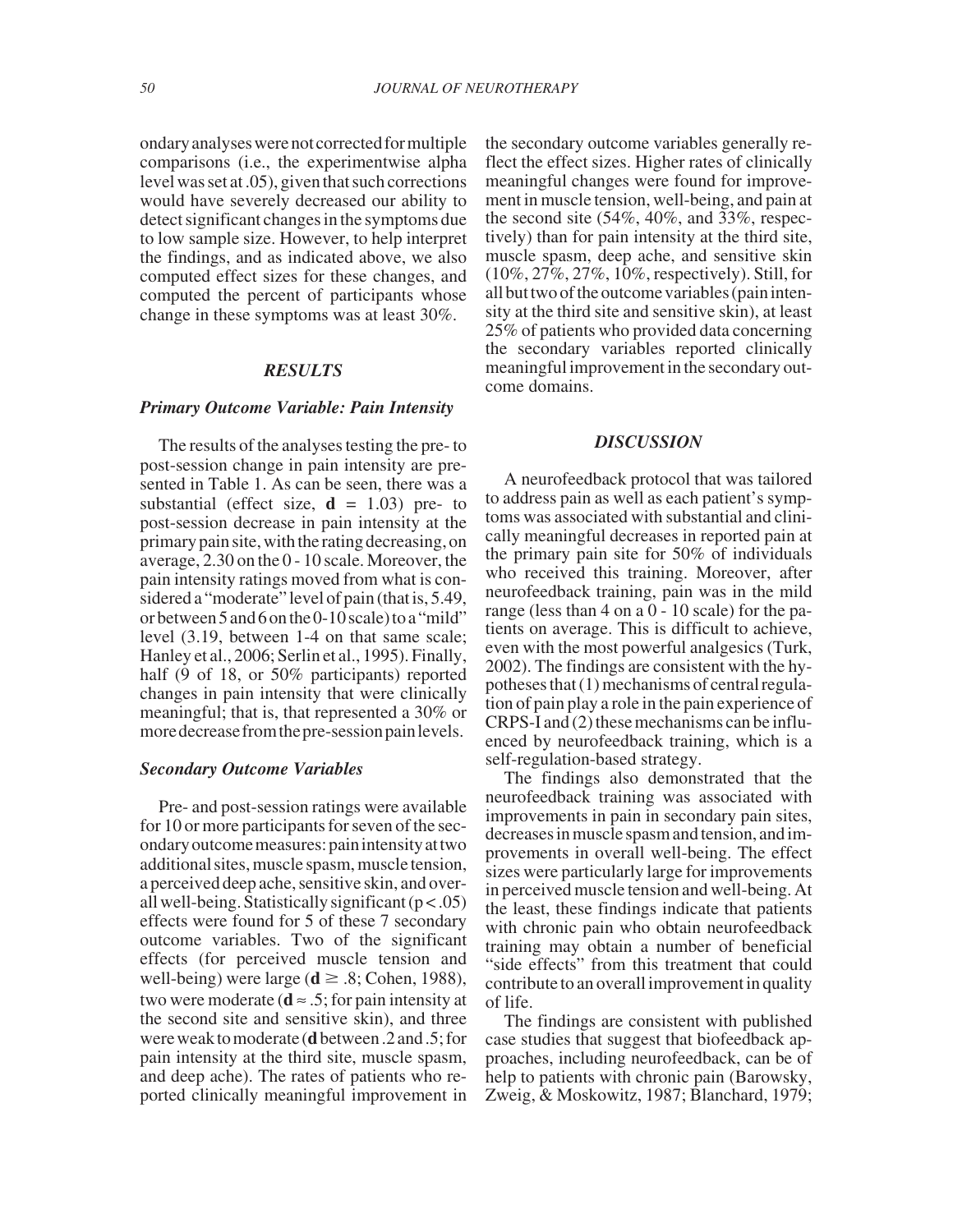ondary analyses were not corrected for multiple comparisons (i.e., the experimentwise alpha level was set at .05), given that such corrections would have severely decreased our ability to detect significant changes in the symptoms due to low sample size. However, to help interpret the findings, and as indicated above, we also computed effect sizes for these changes, and computed the percent of participants whose change in these symptoms was at least 30%.

## RESULTS

### Primary Outcome Variable: Pain Intensity

The results of the analyses testing the pre- to post-session change in pain intensity are presented in Table 1. As can be seen, there was a substantial (effect size, **d** = 1.03) pre- to post-session decrease in pain intensity at the primary pain site, with the rating decreasing, on average, 2.30 on the 0 - 10 scale. Moreover, the pain intensity ratings moved from what is considered a "moderate" level of pain (that is, 5.49, or between 5 and 6 on the 0-10 scale) to a "mild" level (3.19, between 1-4 on that same scale; Hanley et al., 2006; Serlin et al., 1995). Finally, half (9 of 18, or 50% participants) reported changes in pain intensity that were clinically meaningful; that is, that represented a 30% or more decrease from the pre-session pain levels.

### Secondary Outcome Variables

Pre- and post-session ratings were available for 10 or more participants for seven of the secondary outcome measures: pain intensity at two additional sites, muscle spasm, muscle tension, a perceived deep ache, sensitive skin, and overall well-being. Statistically significant ($p < .05$) effects were found for 5 of these 7 secondary outcome variables. Two of the significant effects (for perceived muscle tension and well-being) were large (**d** $\geq$ .8; Cohen, 1988), two were moderate (**d** $\approx$ .5; for pain intensity at the second site and sensitive skin), and three were weak to moderate (**d** between .2 and .5; for pain intensity at the third site, muscle spasm, and deep ache). The rates of patients who reported clinically meaningful improvement in the secondary outcome variables generally reflect the effect sizes. Higher rates of clinically meaningful changes were found for improvement in muscle tension, well-being, and pain at the second site (54%, 40%, and 33%, respectively) than for pain intensity at the third site, muscle spasm, deep ache, and sensitive skin (10%, 27%, 27%, 10%, respectively). Still, for all but two of the outcome variables (pain intensity at the third site and sensitive skin), at least 25% of patients who provided data concerning the secondary variables reported clinically meaningful improvement in the secondary outcome domains.

## DISCUSSION

A neurofeedback protocol that was tailored to address pain as well as each patient's symptoms was associated with substantial and clinically meaningful decreases in reported pain at the primary pain site for 50% of individuals who received this training. Moreover, after neurofeedback training, pain was in the mild range (less than 4 on a 0 - 10 scale) for the patients on average. This is difficult to achieve, even with the most powerful analgesics (Turk, 2002). The findings are consistent with the hypotheses that (1) mechanisms of central regulation of pain play a role in the pain experience of CRPS-I and (2) these mechanisms can be influenced by neurofeedback training, which is a self-regulation-based strategy.

The findings also demonstrated that the neurofeedback training was associated with improvements in pain in secondary pain sites, decreases in muscle spasm and tension, and improvements in overall well-being. The effect sizes were particularly large for improvements in perceived muscle tension and well-being. At the least, these findings indicate that patients with chronic pain who obtain neurofeedback training may obtain a number of beneficial "side effects" from this treatment that could contribute to an overall improvement in quality of life.

The findings are consistent with published case studies that suggest that biofeedback approaches, including neurofeedback, can be of help to patients with chronic pain (Barowsky, Zweig, & Moskowitz, 1987; Blanchard, 1979;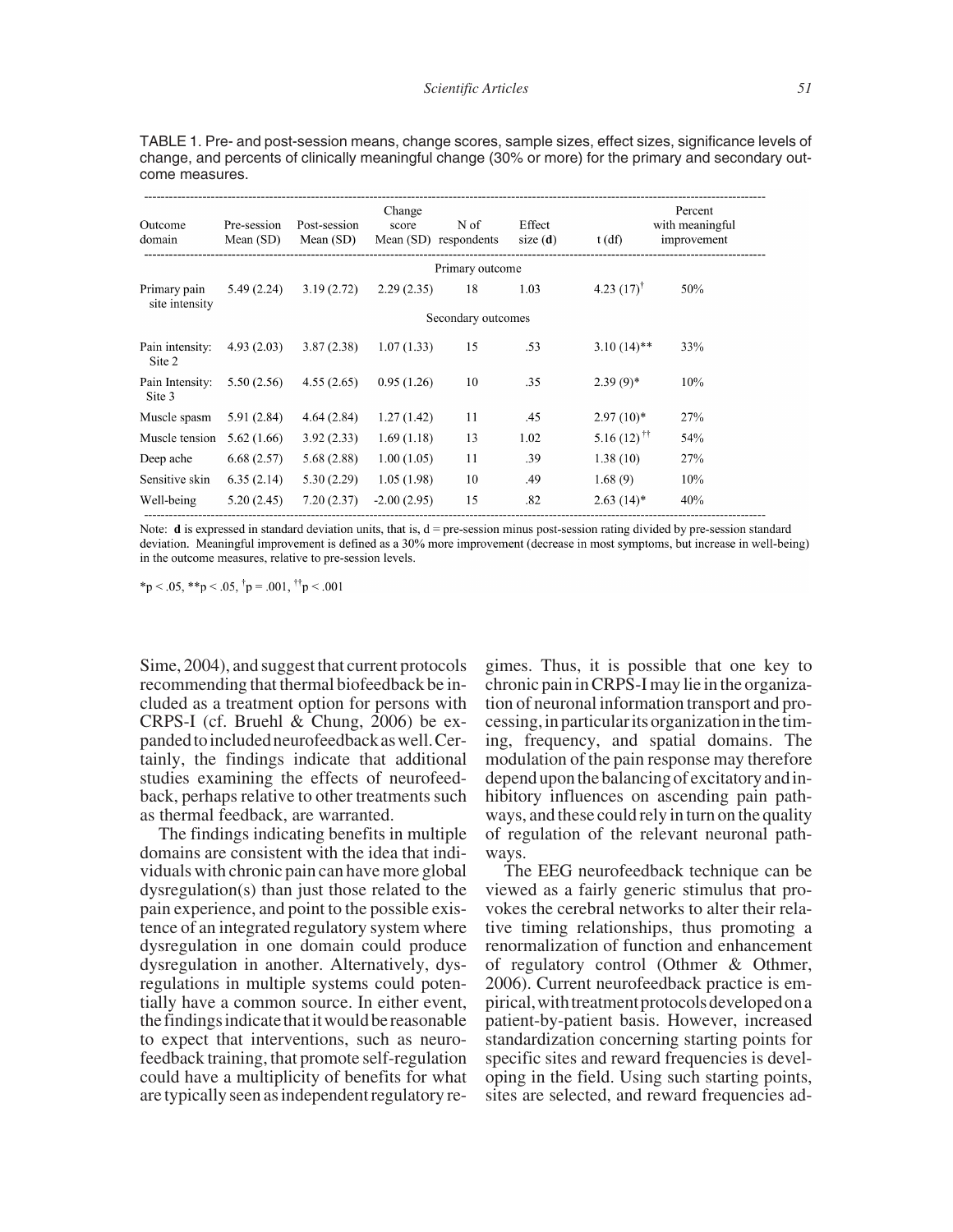TABLE 1. Pre- and post-session means, change scores, sample sizes, effect sizes, significance levels of change, and percents of clinically meaningful change (30% or more) for the primary and secondary outcome measures.

| Outcome domain | Pre-session Mean (SD) | Post-session Mean (SD) | Change score Mean (SD) | N of respondents | Effect size (**d**) | t (df) | Percent with meaningful improvement |
|---|---|---|---|---|---|---|---|
| | | | | Primary outcome | | | |
| Primary pain site intensity | 5.49 (2.24) | 3.19 (2.72) | 2.29 (2.35) | 18 | 1.03 | 4.23 (17)[†] | 50% |
| | | | | Secondary outcomes | | | |
| Pain intensity: Site 2 | 4.93 (2.03) | 3.87 (2.38) | 1.07 (1.33) | 15 | .53 | 3.10 (14)** | 33% |
| Pain Intensity: Site 3 | 5.50 (2.56) | 4.55 (2.65) | 0.95 (1.26) | 10 | .35 | 2.39 (9)* | 10% |
| Muscle spasm | 5.91 (2.84) | 4.64 (2.84) | 1.27 (1.42) | 11 | .45 | 2.97 (10)* | 27% |
| Muscle tension | 5.62 (1.66) | 3.92 (2.33) | 1.69 (1.18) | 13 | 1.02 | 5.16 (12)[††] | 54% |
| Deep ache | 6.68 (2.57) | 5.68 (2.88) | 1.00 (1.05) | 11 | .39 | 1.38 (10) | 27% |
| Sensitive skin | 6.35 (2.14) | 5.30 (2.29) | 1.05 (1.98) | 10 | .49 | 1.68 (9) | 10% |
| Well-being | 5.20 (2.45) | 7.20 (2.37) | -2.00 (2.95) | 15 | .82 | 2.63 (14)* | 40% |

Note: **d** is expressed in standard deviation units, that is, d = pre-session minus post-session rating divided by pre-session standard deviation. Meaningful improvement is defined as a 30% more improvement (decrease in most symptoms, but increase in well-being) in the outcome measures, relative to pre-session levels.

*$p < .05$, **$p < .05$, [†]$p = .001$, [††]$p < .001$

Sime, 2004), and suggest that current protocols recommending that thermal biofeedback be included as a treatment option for persons with CRPS-I (cf. Bruehl & Chung, 2006) be expanded to included neurofeedback as well. Certainly, the findings indicate that additional studies examining the effects of neurofeedback, perhaps relative to other treatments such as thermal feedback, are warranted.

The findings indicating benefits in multiple domains are consistent with the idea that individuals with chronic pain can have more global dysregulation(s) than just those related to the pain experience, and point to the possible existence of an integrated regulatory system where dysregulation in one domain could produce dysregulation in another. Alternatively, dysregulations in multiple systems could potentially have a common source. In either event, the findings indicate that it would be reasonable to expect that interventions, such as neurofeedback training, that promote self-regulation could have a multiplicity of benefits for what are typically seen as independent regulatory regimes. Thus, it is possible that one key to chronic pain in CRPS-I may lie in the organization of neuronal information transport and processing, in particular its organization in the timing, frequency, and spatial domains. The modulation of the pain response may therefore depend upon the balancing of excitatory and inhibitory influences on ascending pain pathways, and these could rely in turn on the quality of regulation of the relevant neuronal pathways.

The EEG neurofeedback technique can be viewed as a fairly generic stimulus that provokes the cerebral networks to alter their relative timing relationships, thus promoting a renormalization of function and enhancement of regulatory control (Othmer & Othmer, 2006). Current neurofeedback practice is empirical, with treatment protocols developed on a patient-by-patient basis. However, increased standardization concerning starting points for specific sites and reward frequencies is developing in the field. Using such starting points, sites are selected, and reward frequencies ad-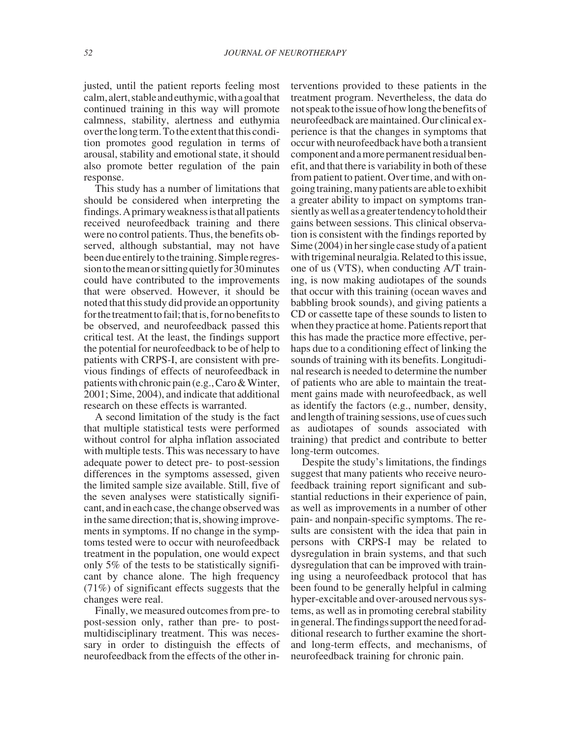justed, until the patient reports feeling most calm, alert, stable and euthymic, with a goal that continued training in this way will promote calmness, stability, alertness and euthymia over the long term. To the extent that this condition promotes good regulation in terms of arousal, stability and emotional state, it should also promote better regulation of the pain response.

This study has a number of limitations that should be considered when interpreting the findings. A primary weakness is that all patients received neurofeedback training and there were no control patients. Thus, the benefits observed, although substantial, may not have been due entirely to the training. Simple regression to the mean or sitting quietly for 30 minutes could have contributed to the improvements that were observed. However, it should be noted that this study did provide an opportunity for the treatment to fail; that is, for no benefits to be observed, and neurofeedback passed this critical test. At the least, the findings support the potential for neurofeedback to be of help to patients with CRPS-I, are consistent with previous findings of effects of neurofeedback in patients with chronic pain (e.g., Caro & Winter, 2001; Sime, 2004), and indicate that additional research on these effects is warranted.

A second limitation of the study is the fact that multiple statistical tests were performed without control for alpha inflation associated with multiple tests. This was necessary to have adequate power to detect pre- to post-session differences in the symptoms assessed, given the limited sample size available. Still, five of the seven analyses were statistically significant, and in each case, the change observed was in the same direction; that is, showing improvements in symptoms. If no change in the symptoms tested were to occur with neurofeedback treatment in the population, one would expect only 5% of the tests to be statistically significant by chance alone. The high frequency (71%) of significant effects suggests that the changes were real.

Finally, we measured outcomes from pre- to post-session only, rather than pre- to post-multidisciplinary treatment. This was necessary in order to distinguish the effects of neurofeedback from the effects of the other interventions provided to these patients in the treatment program. Nevertheless, the data do not speak to the issue of how long the benefits of neurofeedback are maintained. Our clinical experience is that the changes in symptoms that occur with neurofeedback have both a transient component and a more permanent residual benefit, and that there is variability in both of these from patient to patient. Over time, and with ongoing training, many patients are able to exhibit a greater ability to impact on symptoms transiently as well as a greater tendency to hold their gains between sessions. This clinical observation is consistent with the findings reported by Sime (2004) in her single case study of a patient with trigeminal neuralgia. Related to this issue, one of us (VTS), when conducting A/T training, is now making audiotapes of the sounds that occur with this training (ocean waves and babbling brook sounds), and giving patients a CD or cassette tape of these sounds to listen to when they practice at home. Patients report that this has made the practice more effective, perhaps due to a conditioning effect of linking the sounds of training with its benefits. Longitudinal research is needed to determine the number of patients who are able to maintain the treatment gains made with neurofeedback, as well as identify the factors (e.g., number, density, and length of training sessions, use of cues such as audiotapes of sounds associated with training) that predict and contribute to better long-term outcomes.

Despite the study's limitations, the findings suggest that many patients who receive neurofeedback training report significant and substantial reductions in their experience of pain, as well as improvements in a number of other pain- and nonpain-specific symptoms. The results are consistent with the idea that pain in persons with CRPS-I may be related to dysregulation in brain systems, and that such dysregulation that can be improved with training using a neurofeedback protocol that has been found to be generally helpful in calming hyper-excitable and over-aroused nervous systems, as well as in promoting cerebral stability in general. The findings support the need for additional research to further examine the short- and long-term effects, and mechanisms, of neurofeedback training for chronic pain.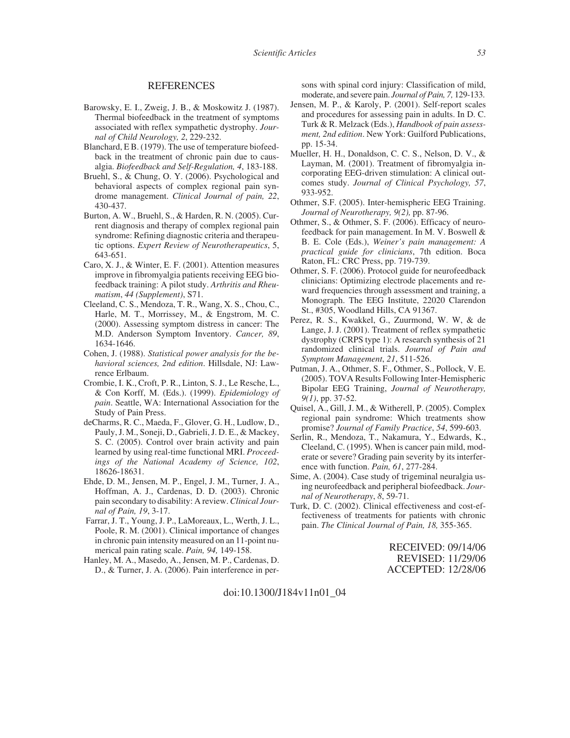## REFERENCES

Barowsky, E. I., Zweig, J. B., & Moskowitz J. (1987). Thermal biofeedback in the treatment of symptoms associated with reflex sympathetic dystrophy. *Journal of Child Neurology, 2*, 229-232.

Blanchard, E B. (1979). The use of temperature biofeedback in the treatment of chronic pain due to causalgia. *Biofeedback and Self-Regulation, 4*, 183-188.

Bruehl, S., & Chung, O. Y. (2006). Psychological and behavioral aspects of complex regional pain syndrome management. *Clinical Journal of pain, 22*, 430-437.

Burton, A. W., Bruehl, S., & Harden, R. N. (2005). Current diagnosis and therapy of complex regional pain syndrome: Refining diagnostic criteria and therapeutic options. *Expert Review of Neurotherapeutics*, 5, 643-651.

Caro, X. J., & Winter, E. F. (2001). Attention measures improve in fibromyalgia patients receiving EEG biofeedback training: A pilot study. *Arthritis and Rheumatism*, *44 (Supplement)*, S71.

Cleeland, C. S., Mendoza, T. R., Wang, X. S., Chou, C., Harle, M. T., Morrissey, M., & Engstrom, M. C. (2000). Assessing symptom distress in cancer: The M.D. Anderson Symptom Inventory. *Cancer, 89*, 1634-1646.

Cohen, J. (1988). *Statistical power analysis for the behavioral sciences, 2nd edition*. Hillsdale, NJ: Lawrence Erlbaum.

Crombie, I. K., Croft, P. R., Linton, S. J., Le Resche, L., & Con Korff, M. (Eds.). (1999). *Epidemiology of pain*. Seattle, WA: International Association for the Study of Pain Press.

deCharms, R. C., Maeda, F., Glover, G. H., Ludlow, D., Pauly, J. M., Soneji, D., Gabrieli, J. D. E., & Mackey, S. C. (2005). Control over brain activity and pain learned by using real-time functional MRI. *Proceedings of the National Academy of Science, 102*, 18626-18631.

Ehde, D. M., Jensen, M. P., Engel, J. M., Turner, J. A., Hoffman, A. J., Cardenas, D. D. (2003). Chronic pain secondary to disability: A review. *Clinical Journal of Pain, 19*, 3-17.

Farrar, J. T., Young, J. P., LaMoreaux, L., Werth, J. L., Poole, R. M. (2001). Clinical importance of changes in chronic pain intensity measured on an 11-point numerical pain rating scale. *Pain, 94,* 149-158.

Hanley, M. A., Masedo, A., Jensen, M. P., Cardenas, D. D., & Turner, J. A. (2006). Pain interference in persons with spinal cord injury: Classification of mild, moderate, and severe pain. *Journal of Pain, 7,* 129-133.

Jensen, M. P., & Karoly, P. (2001). Self-report scales and procedures for assessing pain in adults. In D. C. Turk & R. Melzack (Eds.), *Handbook of pain assessment, 2nd edition*. New York: Guilford Publications, pp. 15-34.

Mueller, H. H., Donaldson, C. C. S., Nelson, D. V., & Layman, M. (2001). Treatment of fibromyalgia incorporating EEG-driven stimulation: A clinical outcomes study. *Journal of Clinical Psychology, 57*, 933-952.

Othmer, S.F. (2005). Inter-hemispheric EEG Training. *Journal of Neurotherapy, 9(2),* pp. 87-96.

Othmer, S., & Othmer, S. F. (2006). Efficacy of neurofeedback for pain management. In M. V. Boswell & B. E. Cole (Eds.), *Weiner's pain management: A practical guide for clinicians*, 7th edition. Boca Raton, FL: CRC Press, pp. 719-739.

Othmer, S. F. (2006). Protocol guide for neurofeedback clinicians: Optimizing electrode placements and reward frequencies through assessment and training, a Monograph. The EEG Institute, 22020 Clarendon St., #305, Woodland Hills, CA 91367.

Perez, R. S., Kwakkel, G., Zuurmond, W. W, & de Lange, J. J. (2001). Treatment of reflex sympathetic dystrophy (CRPS type 1): A research synthesis of 21 randomized clinical trials. *Journal of Pain and Symptom Management*, *21*, 511-526.

Putman, J. A., Othmer, S. F., Othmer, S., Pollock, V. E. (2005). TOVA Results Following Inter-Hemispheric Bipolar EEG Training, *Journal of Neurotherapy, 9(1)*, pp. 37-52.

Quisel, A., Gill, J. M., & Witherell, P. (2005). Complex regional pain syndrome: Which treatments show promise? *Journal of Family Practice*, *54*, 599-603.

Serlin, R., Mendoza, T., Nakamura, Y., Edwards, K., Cleeland, C. (1995). When is cancer pain mild, moderate or severe? Grading pain severity by its interference with function. *Pain, 61*, 277-284.

Sime, A. (2004). Case study of trigeminal neuralgia using neurofeedback and peripheral biofeedback. *Journal of Neurotherapy*, *8*, 59-71.

Turk, D. C. (2002). Clinical effectiveness and cost-effectiveness of treatments for patients with chronic pain. *The Clinical Journal of Pain, 18,* 355-365.

RECEIVED: 09/14/06
REVISED: 11/29/06
ACCEPTED: 12/28/06

doi:10.1300/J184v11n01_04